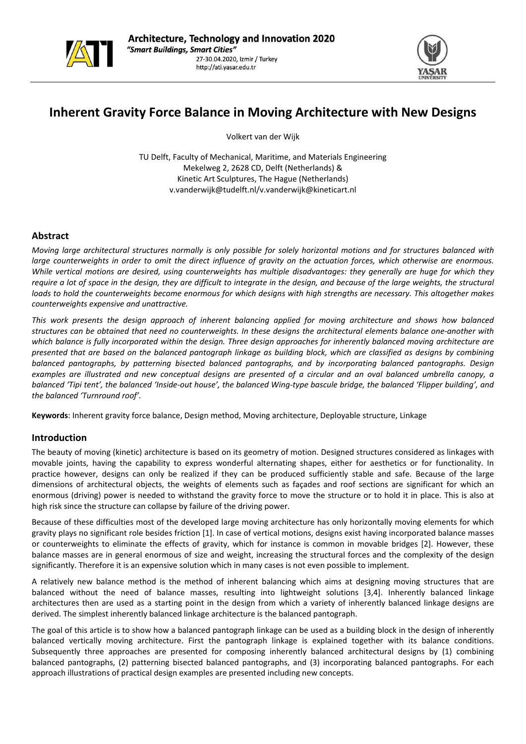# Inherent Gravity Force Balance in Moving Architecture with New Designs

Volkert van der Wijk

TU Delft, Faculty of Mechanical, Maritime, and Materials Engineering
Mekelweg 2, 2628 CD, Delft (Netherlands) &
Kinetic Art Sculptures, The Hague (Netherlands)
v.vanderwijk@tudelft.nl/v.vanderwijk@kineticart.nl

## Abstract

*Moving large architectural structures normally is only possible for solely horizontal motions and for structures balanced with large counterweights in order to omit the direct influence of gravity on the actuation forces, which otherwise are enormous. While vertical motions are desired, using counterweights has multiple disadvantages: they generally are huge for which they require a lot of space in the design, they are difficult to integrate in the design, and because of the large weights, the structural loads to hold the counterweights become enormous for which designs with high strengths are necessary. This altogether makes counterweights expensive and unattractive.*

*This work presents the design approach of inherent balancing applied for moving architecture and shows how balanced structures can be obtained that need no counterweights. In these designs the architectural elements balance one-another with which balance is fully incorporated within the design. Three design approaches for inherently balanced moving architecture are presented that are based on the balanced pantograph linkage as building block, which are classified as designs by combining balanced pantographs, by patterning bisected balanced pantographs, and by incorporating balanced pantographs. Design examples are illustrated and new conceptual designs are presented of a circular and an oval balanced umbrella canopy, a balanced 'Tipi tent', the balanced 'Inside-out house', the balanced Wing-type bascule bridge, the balanced 'Flipper building', and the balanced 'Turnround roof'.*

**Keywords**: Inherent gravity force balance, Design method, Moving architecture, Deployable structure, Linkage

## Introduction

The beauty of moving (kinetic) architecture is based on its geometry of motion. Designed structures considered as linkages with movable joints, having the capability to express wonderful alternating shapes, either for aesthetics or for functionality. In practice however, designs can only be realized if they can be produced sufficiently stable and safe. Because of the large dimensions of architectural objects, the weights of elements such as façades and roof sections are significant for which an enormous (driving) power is needed to withstand the gravity force to move the structure or to hold it in place. This is also at high risk since the structure can collapse by failure of the driving power.

Because of these difficulties most of the developed large moving architecture has only horizontally moving elements for which gravity plays no significant role besides friction [1]. In case of vertical motions, designs exist having incorporated balance masses or counterweights to eliminate the effects of gravity, which for instance is common in movable bridges [2]. However, these balance masses are in general enormous of size and weight, increasing the structural forces and the complexity of the design significantly. Therefore it is an expensive solution which in many cases is not even possible to implement.

A relatively new balance method is the method of inherent balancing which aims at designing moving structures that are balanced without the need of balance masses, resulting into lightweight solutions [3,4]. Inherently balanced linkage architectures then are used as a starting point in the design from which a variety of inherently balanced linkage designs are derived. The simplest inherently balanced linkage architecture is the balanced pantograph.

The goal of this article is to show how a balanced pantograph linkage can be used as a building block in the design of inherently balanced vertically moving architecture. First the pantograph linkage is explained together with its balance conditions. Subsequently three approaches are presented for composing inherently balanced architectural designs by (1) combining balanced pantographs, (2) patterning bisected balanced pantographs, and (3) incorporating balanced pantographs. For each approach illustrations of practical design examples are presented including new concepts.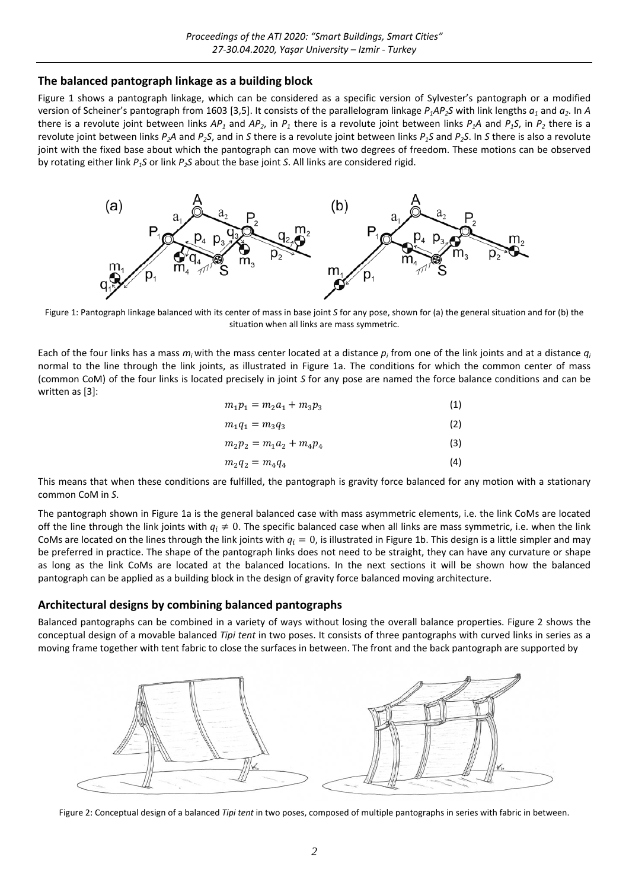## The balanced pantograph linkage as a building block

Figure 1 shows a pantograph linkage, which can be considered as a specific version of Sylvester's pantograph or a modified version of Scheiner's pantograph from 1603 [3,5]. It consists of the parallelogram linkage $P_1AP_2S$ with link lengths $a_1$ and $a_2$. In *A* there is a revolute joint between links $AP_1$ and $AP_2$, in $P_1$ there is a revolute joint between links $P_1A$ and $P_1S$, in $P_2$ there is a revolute joint between links $P_2A$ and $P_2S$, and in *S* there is a revolute joint between links $P_1S$ and $P_2S$. In *S* there is also a revolute joint with the fixed base about which the pantograph can move with two degrees of freedom. These motions can be observed by rotating either link $P_1S$ or link $P_2S$ about the base joint *S*. All links are considered rigid.

Figure 1: Pantograph linkage balanced with its center of mass in base joint *S* for any pose, shown for (a) the general situation and for (b) the situation when all links are mass symmetric.

Each of the four links has a mass $m_i$ with the mass center located at a distance $p_i$ from one of the link joints and at a distance $q_i$ normal to the line through the link joints, as illustrated in Figure 1a. The conditions for which the common center of mass (common CoM) of the four links is located precisely in joint *S* for any pose are named the force balance conditions and can be written as [3]:

$$m_1 p_1 = m_2 a_1 + m_3 p_3 \tag{1}$$

$$m_1 q_1 = m_3 q_3 \tag{2}$$

$$m_2 p_2 = m_1 a_2 + m_4 p_4 \tag{3}$$

$$m_2 q_2 = m_4 q_4 \tag{4}$$

This means that when these conditions are fulfilled, the pantograph is gravity force balanced for any motion with a stationary common CoM in *S*.

The pantograph shown in Figure 1a is the general balanced case with mass asymmetric elements, i.e. the link CoMs are located off the line through the link joints with $q_i \neq 0$. The specific balanced case when all links are mass symmetric, i.e. when the link CoMs are located on the lines through the link joints with $q_i = 0$, is illustrated in Figure 1b. This design is a little simpler and may be preferred in practice. The shape of the pantograph links does not need to be straight, they can have any curvature or shape as long as the link CoMs are located at the balanced locations. In the next sections it will be shown how the balanced pantograph can be applied as a building block in the design of gravity force balanced moving architecture.

## Architectural designs by combining balanced pantographs

Balanced pantographs can be combined in a variety of ways without losing the overall balance properties. Figure 2 shows the conceptual design of a movable balanced *Tipi tent* in two poses. It consists of three pantographs with curved links in series as a moving frame together with tent fabric to close the surfaces in between. The front and the back pantograph are supported by

Figure 2: Conceptual design of a balanced *Tipi tent* in two poses, composed of multiple pantographs in series with fabric in between.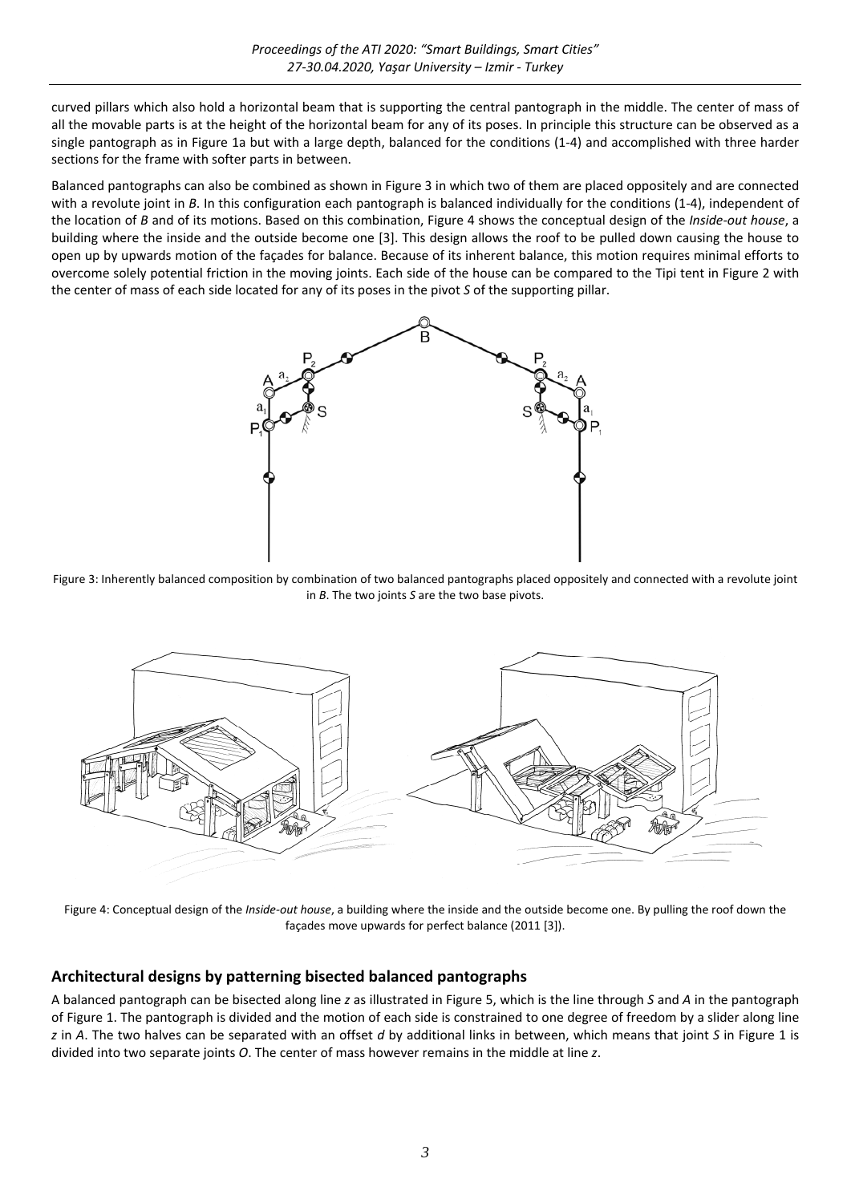curved pillars which also hold a horizontal beam that is supporting the central pantograph in the middle. The center of mass of all the movable parts is at the height of the horizontal beam for any of its poses. In principle this structure can be observed as a single pantograph as in Figure 1a but with a large depth, balanced for the conditions (1-4) and accomplished with three harder sections for the frame with softer parts in between.

Balanced pantographs can also be combined as shown in Figure 3 in which two of them are placed oppositely and are connected with a revolute joint in *B*. In this configuration each pantograph is balanced individually for the conditions (1-4), independent of the location of *B* and of its motions. Based on this combination, Figure 4 shows the conceptual design of the *Inside-out house*, a building where the inside and the outside become one [3]. This design allows the roof to be pulled down causing the house to open up by upwards motion of the façades for balance. Because of its inherent balance, this motion requires minimal efforts to overcome solely potential friction in the moving joints. Each side of the house can be compared to the Tipi tent in Figure 2 with the center of mass of each side located for any of its poses in the pivot *S* of the supporting pillar.

Figure 3: Inherently balanced composition by combination of two balanced pantographs placed oppositely and connected with a revolute joint in *B*. The two joints *S* are the two base pivots.

Figure 4: Conceptual design of the *Inside-out house*, a building where the inside and the outside become one. By pulling the roof down the façades move upwards for perfect balance (2011 [3]).

## Architectural designs by patterning bisected balanced pantographs

A balanced pantograph can be bisected along line *z* as illustrated in Figure 5, which is the line through *S* and *A* in the pantograph of Figure 1. The pantograph is divided and the motion of each side is constrained to one degree of freedom by a slider along line *z* in *A*. The two halves can be separated with an offset *d* by additional links in between, which means that joint *S* in Figure 1 is divided into two separate joints *O*. The center of mass however remains in the middle at line *z*.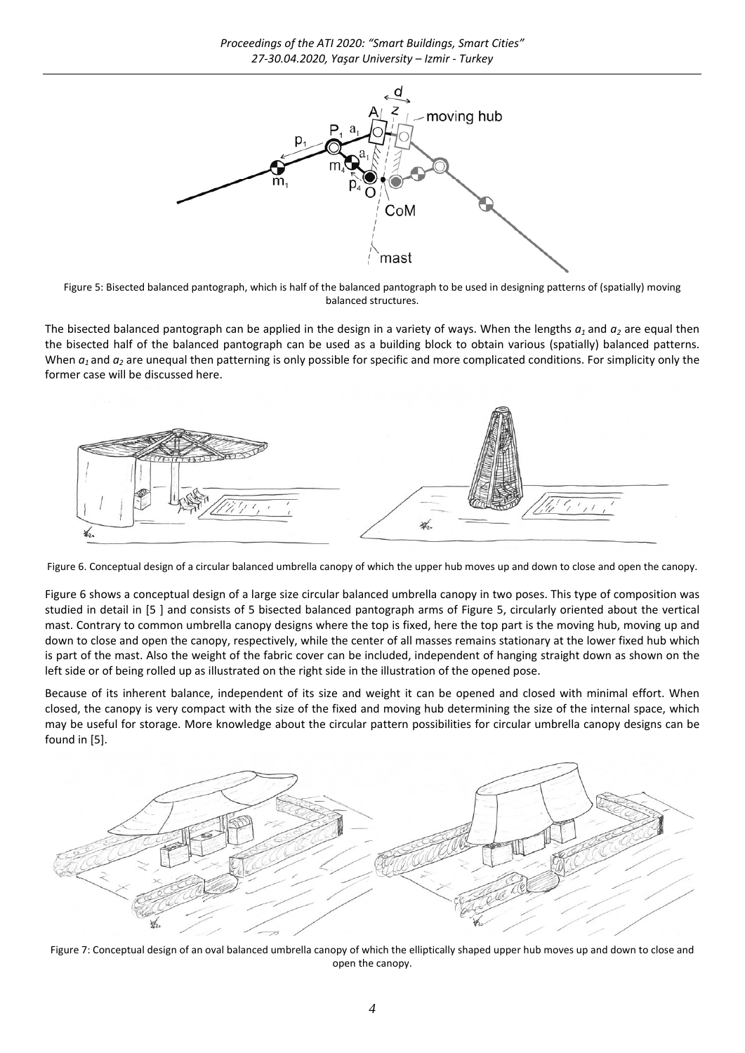Figure 5: Bisected balanced pantograph, which is half of the balanced pantograph to be used in designing patterns of (spatially) moving balanced structures.

The bisected balanced pantograph can be applied in the design in a variety of ways. When the lengths $a_1$ and $a_2$ are equal then the bisected half of the balanced pantograph can be used as a building block to obtain various (spatially) balanced patterns. When $a_1$ and $a_2$ are unequal then patterning is only possible for specific and more complicated conditions. For simplicity only the former case will be discussed here.

Figure 6. Conceptual design of a circular balanced umbrella canopy of which the upper hub moves up and down to close and open the canopy.

Figure 6 shows a conceptual design of a large size circular balanced umbrella canopy in two poses. This type of composition was studied in detail in [5 ] and consists of 5 bisected balanced pantograph arms of Figure 5, circularly oriented about the vertical mast. Contrary to common umbrella canopy designs where the top is fixed, here the top part is the moving hub, moving up and down to close and open the canopy, respectively, while the center of all masses remains stationary at the lower fixed hub which is part of the mast. Also the weight of the fabric cover can be included, independent of hanging straight down as shown on the left side or of being rolled up as illustrated on the right side in the illustration of the opened pose.

Because of its inherent balance, independent of its size and weight it can be opened and closed with minimal effort. When closed, the canopy is very compact with the size of the fixed and moving hub determining the size of the internal space, which may be useful for storage. More knowledge about the circular pattern possibilities for circular umbrella canopy designs can be found in [5].

Figure 7: Conceptual design of an oval balanced umbrella canopy of which the elliptically shaped upper hub moves up and down to close and open the canopy.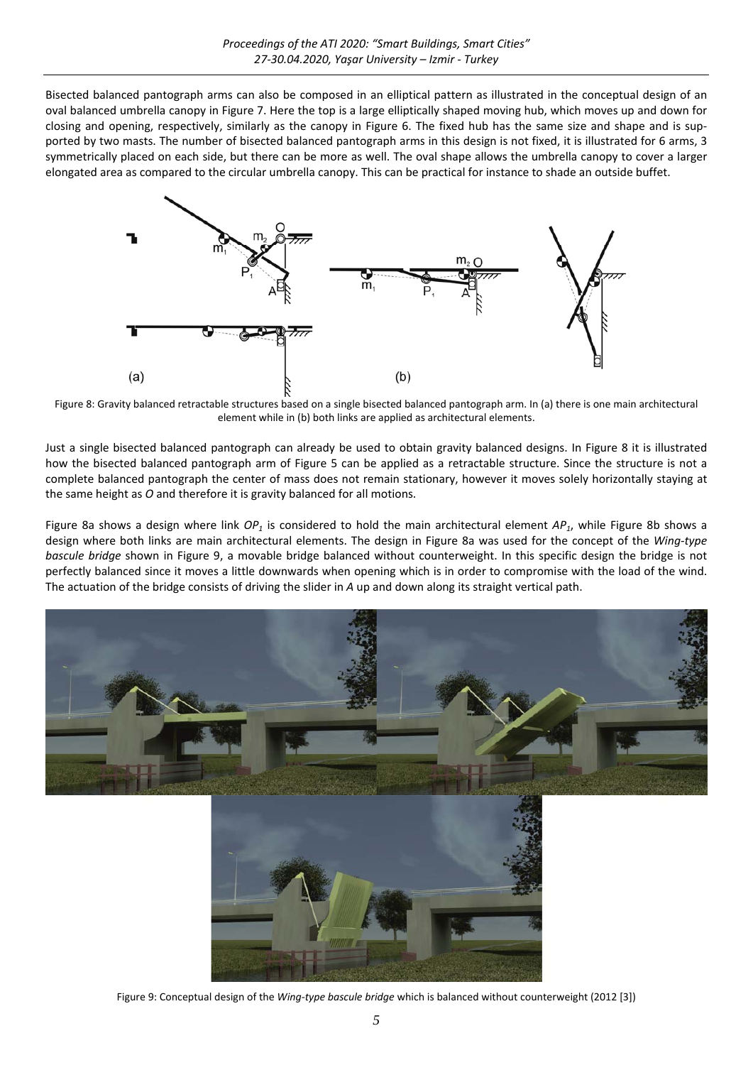Bisected balanced pantograph arms can also be composed in an elliptical pattern as illustrated in the conceptual design of an oval balanced umbrella canopy in Figure 7. Here the top is a large elliptically shaped moving hub, which moves up and down for closing and opening, respectively, similarly as the canopy in Figure 6. The fixed hub has the same size and shape and is supported by two masts. The number of bisected balanced pantograph arms in this design is not fixed, it is illustrated for 6 arms, 3 symmetrically placed on each side, but there can be more as well. The oval shape allows the umbrella canopy to cover a larger elongated area as compared to the circular umbrella canopy. This can be practical for instance to shade an outside buffet.

Figure 8: Gravity balanced retractable structures based on a single bisected balanced pantograph arm. In (a) there is one main architectural element while in (b) both links are applied as architectural elements.

Just a single bisected balanced pantograph can already be used to obtain gravity balanced designs. In Figure 8 it is illustrated how the bisected balanced pantograph arm of Figure 5 can be applied as a retractable structure. Since the structure is not a complete balanced pantograph the center of mass does not remain stationary, however it moves solely horizontally staying at the same height as *O* and therefore it is gravity balanced for all motions.

Figure 8a shows a design where link $OP_1$ is considered to hold the main architectural element $AP_1$, while Figure 8b shows a design where both links are main architectural elements. The design in Figure 8a was used for the concept of the *Wing-type bascule bridge* shown in Figure 9, a movable bridge balanced without counterweight. In this specific design the bridge is not perfectly balanced since it moves a little downwards when opening which is in order to compromise with the load of the wind. The actuation of the bridge consists of driving the slider in *A* up and down along its straight vertical path.

Figure 9: Conceptual design of the *Wing-type bascule bridge* which is balanced without counterweight (2012 [3])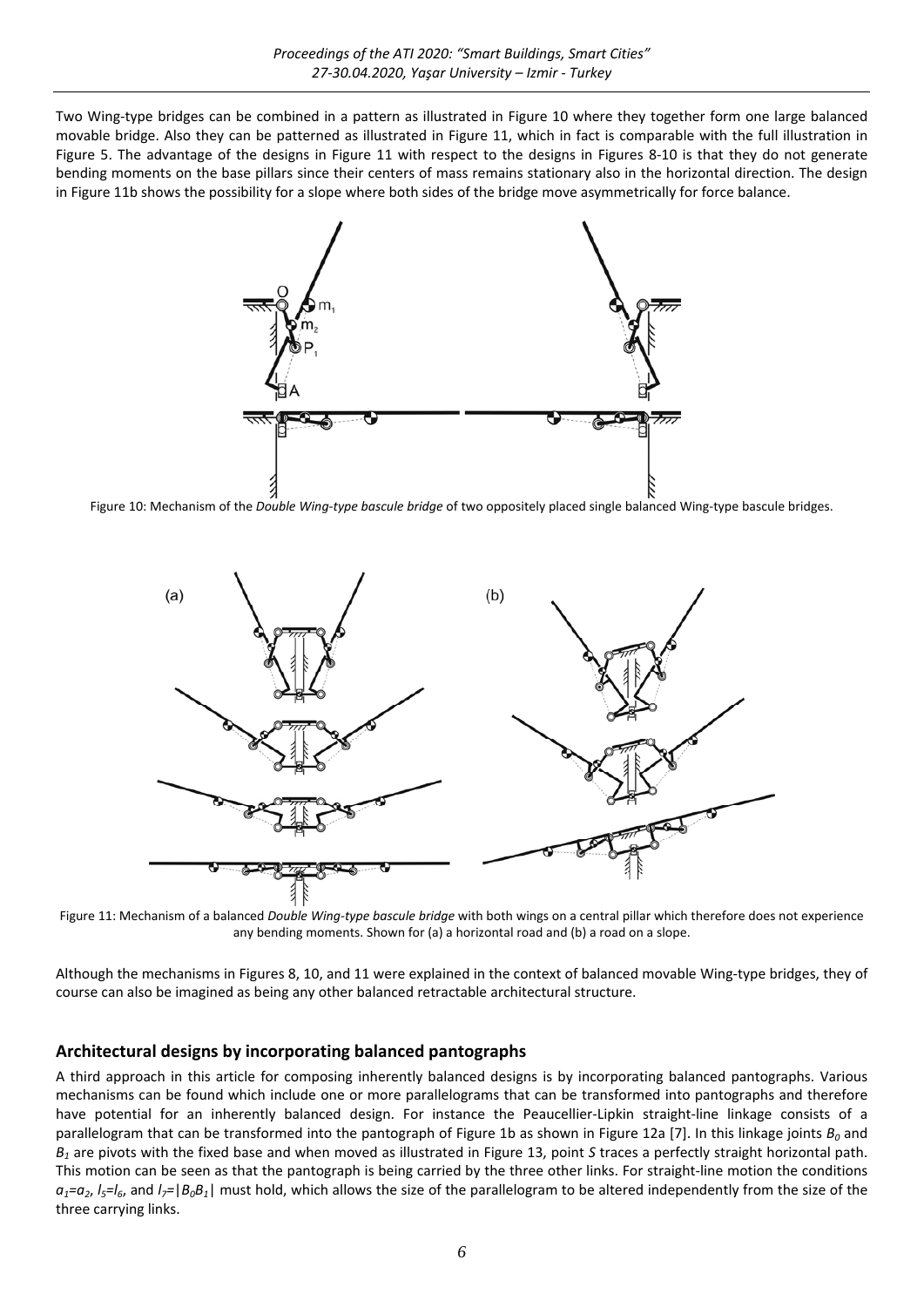Two Wing-type bridges can be combined in a pattern as illustrated in Figure 10 where they together form one large balanced movable bridge. Also they can be patterned as illustrated in Figure 11, which in fact is comparable with the full illustration in Figure 5. The advantage of the designs in Figure 11 with respect to the designs in Figures 8-10 is that they do not generate bending moments on the base pillars since their centers of mass remains stationary also in the horizontal direction. The design in Figure 11b shows the possibility for a slope where both sides of the bridge move asymmetrically for force balance.

Figure 10: Mechanism of the *Double Wing-type bascule bridge* of two oppositely placed single balanced Wing-type bascule bridges.

Figure 11: Mechanism of a balanced *Double Wing-type bascule bridge* with both wings on a central pillar which therefore does not experience any bending moments. Shown for (a) a horizontal road and (b) a road on a slope.

Although the mechanisms in Figures 8, 10, and 11 were explained in the context of balanced movable Wing-type bridges, they of course can also be imagined as being any other balanced retractable architectural structure.

## Architectural designs by incorporating balanced pantographs

A third approach in this article for composing inherently balanced designs is by incorporating balanced pantographs. Various mechanisms can be found which include one or more parallelograms that can be transformed into pantographs and therefore have potential for an inherently balanced design. For instance the Peaucellier-Lipkin straight-line linkage consists of a parallelogram that can be transformed into the pantograph of Figure 1b as shown in Figure 12a [7]. In this linkage joints $B_0$ and $B_1$ are pivots with the fixed base and when moved as illustrated in Figure 13, point *S* traces a perfectly straight horizontal path. This motion can be seen as that the pantograph is being carried by the three other links. For straight-line motion the conditions $a_1$=$a_2$, $l_5$=$l_6$, and $l_7$=$|B_0B_1|$ must hold, which allows the size of the parallelogram to be altered independently from the size of the three carrying links.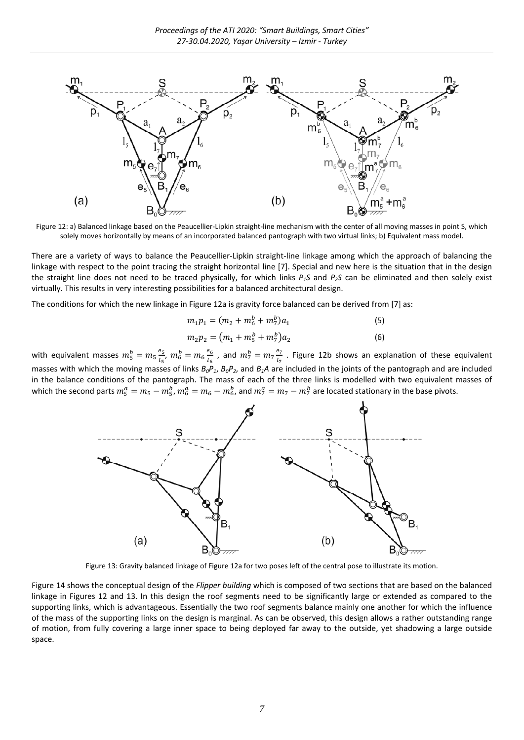Figure 12: a) Balanced linkage based on the Peaucellier-Lipkin straight-line mechanism with the center of all moving masses in point S, which solely moves horizontally by means of an incorporated balanced pantograph with two virtual links; b) Equivalent mass model.

There are a variety of ways to balance the Peaucellier-Lipkin straight-line linkage among which the approach of balancing the linkage with respect to the point tracing the straight horizontal line [7]. Special and new here is the situation that in the design the straight line does not need to be traced physically, for which links $P_1S$ and $P_2S$ can be eliminated and then solely exist virtually. This results in very interesting possibilities for a balanced architectural design.

The conditions for which the new linkage in Figure 12a is gravity force balanced can be derived from [7] as:

$$m_1 p_1 = (m_2 + m_6^b + m_7^b) a_1 \tag{5}$$

$$m_2 p_2 = (m_1 + m_5^b + m_7^b) a_2 \tag{6}$$

with equivalent masses $m_5^b = m_5 \frac{e_5}{l_5}$, $m_6^b = m_6 \frac{e_6}{l_6}$, and $m_7^b = m_7 \frac{e_7}{l_7}$. Figure 12b shows an explanation of these equivalent masses with which the moving masses of links $B_0P_1$, $B_0P_2$, and $B_1A$ are included in the joints of the pantograph and are included in the balance conditions of the pantograph. The mass of each of the three links is modelled with two equivalent masses of which the second parts $m_5^a = m_5 - m_5^b$, $m_6^a = m_6 - m_6^b$, and $m_7^a = m_7 - m_7^b$ are located stationary in the base pivots.

Figure 13: Gravity balanced linkage of Figure 12a for two poses left of the central pose to illustrate its motion.

Figure 14 shows the conceptual design of the *Flipper building* which is composed of two sections that are based on the balanced linkage in Figures 12 and 13. In this design the roof segments need to be significantly large or extended as compared to the supporting links, which is advantageous. Essentially the two roof segments balance mainly one another for which the influence of the mass of the supporting links on the design is marginal. As can be observed, this design allows a rather outstanding range of motion, from fully covering a large inner space to being deployed far away to the outside, yet shadowing a large outside space.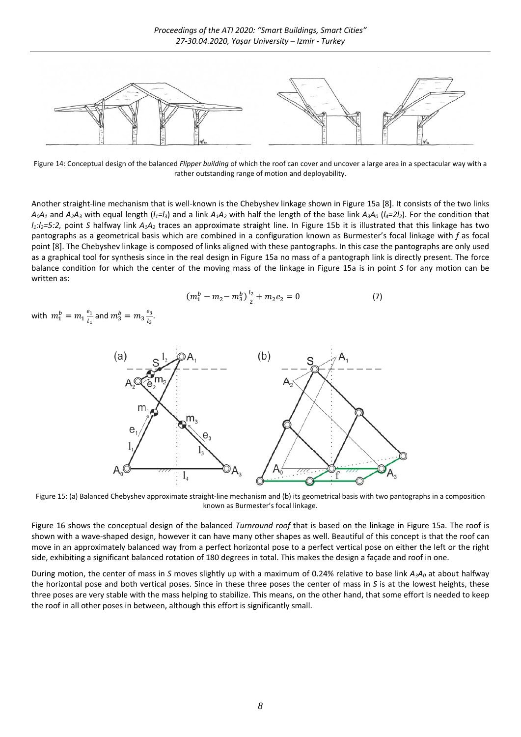Figure 14: Conceptual design of the balanced *Flipper building* of which the roof can cover and uncover a large area in a spectacular way with a rather outstanding range of motion and deployability.

Another straight-line mechanism that is well-known is the Chebyshev linkage shown in Figure 15a [8]. It consists of the two links $A_0A_1$ and $A_2A_3$ with equal length ($l_1=l_3$) and a link $A_1A_2$ with half the length of the base link $A_3A_0$ ($l_4=2l_2$). For the condition that $l_1:l_2=5:2$, point *S* halfway link $A_1A_2$ traces an approximate straight line. In Figure 15b it is illustrated that this linkage has two pantographs as a geometrical basis which are combined in a configuration known as Burmester's focal linkage with *f* as focal point [8]. The Chebyshev linkage is composed of links aligned with these pantographs. In this case the pantographs are only used as a graphical tool for synthesis since in the real design in Figure 15a no mass of a pantograph link is directly present. The force balance condition for which the center of the moving mass of the linkage in Figure 15a is in point *S* for any motion can be written as:

$$(m_1^b - m_2 - m_3^b)\frac{l_2}{2} + m_2 e_2 = 0 \tag{7}$$

with $m_1^b = m_1 \frac{e_1}{l_1}$ and $m_3^b = m_3 \frac{e_3}{l_3}$.

Figure 15: (a) Balanced Chebyshev approximate straight-line mechanism and (b) its geometrical basis with two pantographs in a composition known as Burmester's focal linkage.

Figure 16 shows the conceptual design of the balanced *Turnround roof* that is based on the linkage in Figure 15a. The roof is shown with a wave-shaped design, however it can have many other shapes as well. Beautiful of this concept is that the roof can move in an approximately balanced way from a perfect horizontal pose to a perfect vertical pose on either the left or the right side, exhibiting a significant balanced rotation of 180 degrees in total. This makes the design a façade and roof in one.

During motion, the center of mass in *S* moves slightly up with a maximum of 0.24% relative to base link $A_3A_0$ at about halfway the horizontal pose and both vertical poses. Since in these three poses the center of mass in *S* is at the lowest heights, these three poses are very stable with the mass helping to stabilize. This means, on the other hand, that some effort is needed to keep the roof in all other poses in between, although this effort is significantly small.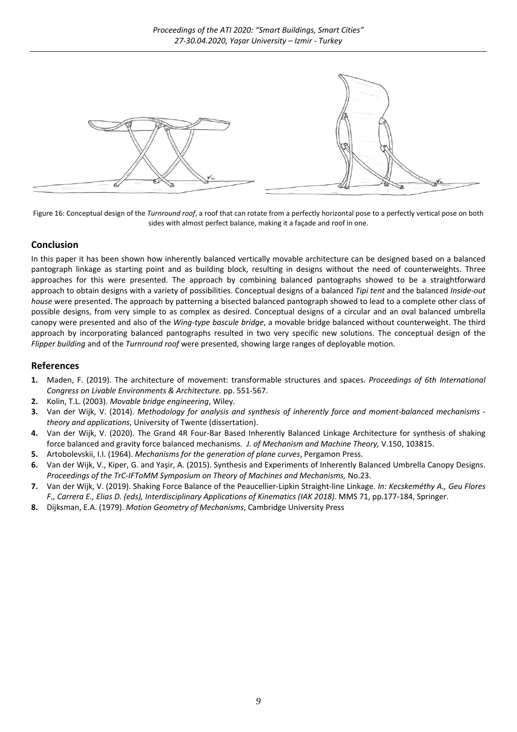Figure 16: Conceptual design of the *Turnround roof*, a roof that can rotate from a perfectly horizontal pose to a perfectly vertical pose on both sides with almost perfect balance, making it a façade and roof in one.

## Conclusion

In this paper it has been shown how inherently balanced vertically movable architecture can be designed based on a balanced pantograph linkage as starting point and as building block, resulting in designs without the need of counterweights. Three approaches for this were presented. The approach by combining balanced pantographs showed to be a straightforward approach to obtain designs with a variety of possibilities. Conceptual designs of a balanced *Tipi tent* and the balanced *Inside-out house* were presented. The approach by patterning a bisected balanced pantograph showed to lead to a complete other class of possible designs, from very simple to as complex as desired. Conceptual designs of a circular and an oval balanced umbrella canopy were presented and also of the *Wing-type bascule bridge*, a movable bridge balanced without counterweight. The third approach by incorporating balanced pantographs resulted in two very specific new solutions. The conceptual design of the *Flipper building* and of the *Turnround roof* were presented, showing large ranges of deployable motion.

## References

1. Maden, F. (2019). The architecture of movement: transformable structures and spaces. *Proceedings of 6th International Congress on Livable Environments & Architecture.* pp. 551-567.
2. Kolin, T.L. (2003). *Movable bridge engineering*, Wiley.
3. Van der Wijk, V. (2014). *Methodology for analysis and synthesis of inherently force and moment-balanced mechanisms - theory and applications*, University of Twente (dissertation).
4. Van der Wijk, V. (2020). The Grand 4R Four-Bar Based Inherently Balanced Linkage Architecture for synthesis of shaking force balanced and gravity force balanced mechanisms. *J. of Mechanism and Machine Theory,* V.150, 103815.
5. Artobolevskii, I.I. (1964). *Mechanisms for the generation of plane curves*, Pergamon Press.
6. Van der Wijk, V., Kiper, G. and Yaşir, A. (2015). Synthesis and Experiments of Inherently Balanced Umbrella Canopy Designs. *Proceedings of the TrC-IFToMM Symposium on Theory of Machines and Mechanisms,* No.23.
7. Van der Wijk, V. (2019). Shaking Force Balance of the Peaucellier-Lipkin Straight-line Linkage. *In: Kecskeméthy A., Geu Flores F., Carrera E., Elias D. (eds), Interdisciplinary Applications of Kinematics (IAK 2018)*. MMS 71, pp.177-184, Springer.
8. Dijksman, E.A. (1979). *Motion Geometry of Mechanisms*, Cambridge University Press